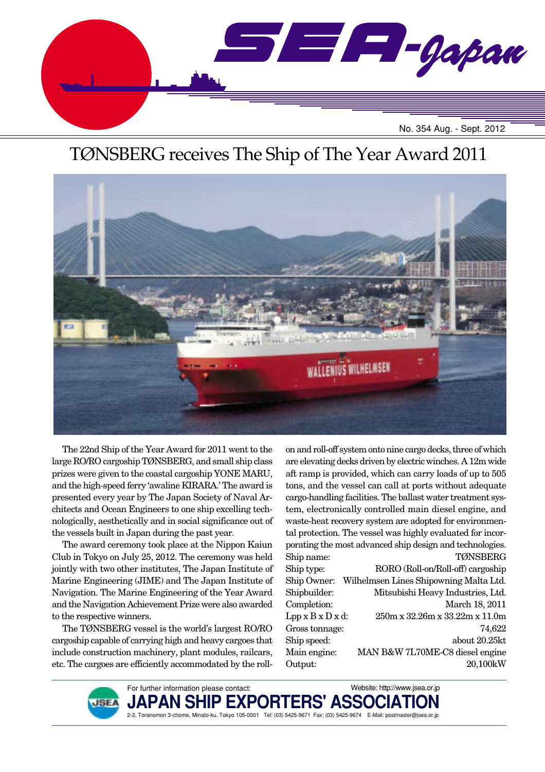# SEA-Japan

No. 354 Aug. - Sept. 2012

## TØNSBERG receives The Ship of The Year Award 2011

The 22nd Ship of the Year Award for 2011 went to the large RO/RO cargoship TØNSBERG, and small ship class prizes were given to the coastal cargoship YONE MARU, and the high-speed ferry 'awaline KIRARA.' The award is presented every year by The Japan Society of Naval Architects and Ocean Engineers to one ship excelling technologically, aesthetically and in social significance out of the vessels built in Japan during the past year.

The award ceremony took place at the Nippon Kaiun Club in Tokyo on July 25, 2012. The ceremony was held jointly with two other institutes, The Japan Institute of Marine Engineering (JIME) and The Japan Institute of Navigation. The Marine Engineering of the Year Award and the Navigation Achievement Prize were also awarded to the respective winners.

The TØNSBERG vessel is the world's largest RO/RO cargoship capable of carrying high and heavy cargoes that include construction machinery, plant modules, railcars, etc. The cargoes are efficiently accommodated by the roll-on and roll-off system onto nine cargo decks, three of which are elevating decks driven by electric winches. A 12m wide aft ramp is provided, which can carry loads of up to 505 tons, and the vessel can call at ports without adequate cargo-handling facilities. The ballast water treatment system, electronically controlled main diesel engine, and waste-heat recovery system are adopted for environmental protection. The vessel was highly evaluated for incorporating the most advanced ship design and technologies.

| | |
|---|---|
| Ship name: | TØNSBERG |
| Ship type: | RORO (Roll-on/Roll-off) cargoship |
| Ship Owner: | Wilhelmsen Lines Shipowning Malta Ltd. |
| Shipbuilder: | Mitsubishi Heavy Industries, Ltd. |
| Completion: | March 18, 2011 |
| Lpp x B x D x d: | 250m x 32.26m x 33.22m x 11.0m |
| Gross tonnage: | 74,622 |
| Ship speed: | about 20.25kt |
| Main engine: | MAN B&W 7L70ME-C8 diesel engine |
| Output: | 20,100kW |

For further information please contact:

**JAPAN SHIP EXPORTERS' ASSOCIATION**

Website: http://www.jsea.or.jp

2-2, Toranomon 3-chome, Minato-ku, Tokyo 105-0001 Tel: (03) 5425-9671 Fax: (03) 5425-9674 E-Mail: postmaster@jsea.or.jp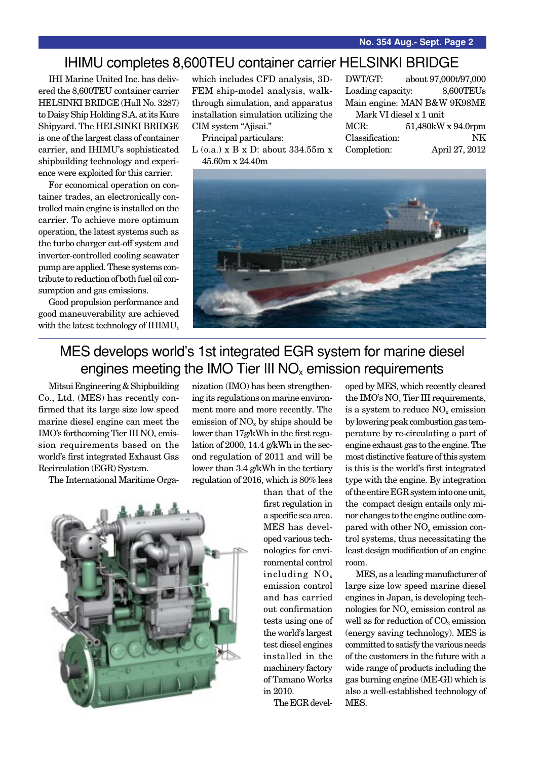# IHIMU completes 8,600TEU container carrier HELSINKI BRIDGE

IHI Marine United Inc. has delivered the 8,600TEU container carrier HELSINKI BRIDGE (Hull No. 3287) to Daisy Ship Holding S.A. at its Kure Shipyard. The HELSINKI BRIDGE is one of the largest class of container carrier, and IHIMU's sophisticated shipbuilding technology and experience were exploited for this carrier.

For economical operation on container trades, an electronically controlled main engine is installed on the carrier. To achieve more optimum operation, the latest systems such as the turbo charger cut-off system and inverter-controlled cooling seawater pump are applied. These systems contribute to reduction of both fuel oil consumption and gas emissions.

Good propulsion performance and good maneuverability are achieved with the latest technology of IHIMU, which includes CFD analysis, 3D-FEM ship-model analysis, walk-through simulation, and apparatus installation simulation utilizing the CIM system "Ajisai."

Principal particulars:

L (o.a.) x B x D: about 334.55m x 45.60m x 24.40m

DWT/GT: about 97,000t/97,000

Loading capacity: 8,600TEUs

Main engine: MAN B&W 9K98ME Mark VI diesel x 1 unit

MCR: 51,480kW x 94.0rpm

Classification: NK

Completion: April 27, 2012

# MES develops world's 1st integrated EGR system for marine diesel engines meeting the IMO Tier III $NO_x$ emission requirements

Mitsui Engineering & Shipbuilding Co., Ltd. (MES) has recently confirmed that its large size low speed marine diesel engine can meet the IMO's forthcoming Tier III $NO_x$ emission requirements based on the world's first integrated Exhaust Gas Recirculation (EGR) System.

The International Maritime Organization (IMO) has been strengthening its regulations on marine environment more and more recently. The emission of $NO_x$ by ships should be lower than 17g/kWh in the first regulation of 2000, 14.4 g/kWh in the second regulation of 2011 and will be lower than 3.4 g/kWh in the tertiary regulation of 2016, which is 80% less than that of the first regulation in a specific sea area. MES has developed various technologies for environmental control including $NO_x$ emission control and has carried out confirmation tests using one of the world's largest test diesel engines installed in the machinery factory of Tamano Works in 2010.

The EGR developed by MES, which recently cleared the IMO's $NO_x$ Tier III requirements, is a system to reduce $NO_x$ emission by lowering peak combustion gas temperature by re-circulating a part of engine exhaust gas to the engine. The most distinctive feature of this system is this is the world's first integrated type with the engine. By integration of the entire EGR system into one unit, the compact design entails only minor changes to the engine outline compared with other $NO_x$ emission control systems, thus necessitating the least design modification of an engine room.

MES, as a leading manufacturer of large size low speed marine diesel engines in Japan, is developing technologies for $NO_x$ emission control as well as for reduction of $CO_2$ emission (energy saving technology). MES is committed to satisfy the various needs of the customers in the future with a wide range of products including the gas burning engine (ME-GI) which is also a well-established technology of MES.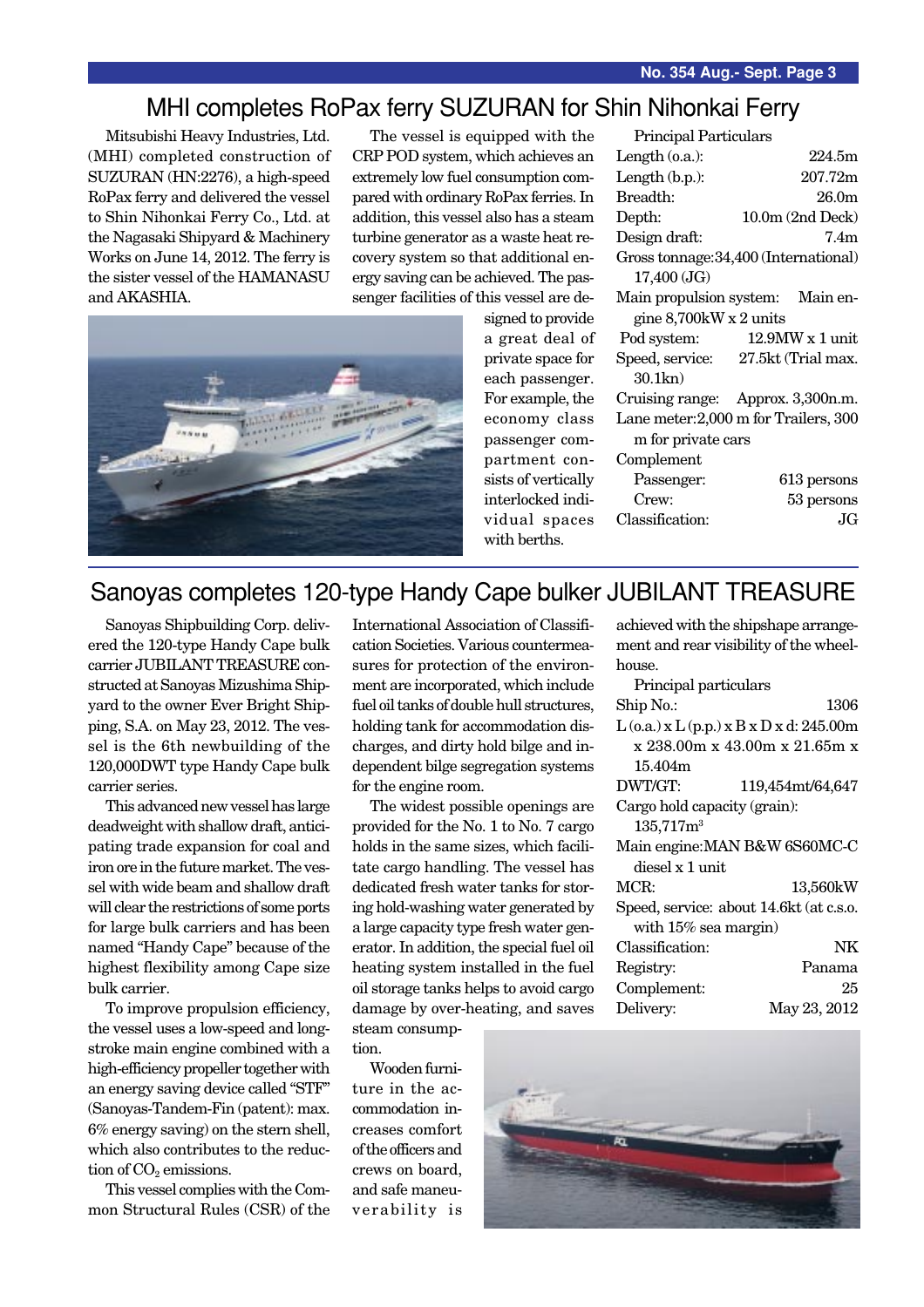# MHI completes RoPax ferry SUZURAN for Shin Nihonkai Ferry

Mitsubishi Heavy Industries, Ltd. (MHI) completed construction of SUZURAN (HN:2276), a high-speed RoPax ferry and delivered the vessel to Shin Nihonkai Ferry Co., Ltd. at the Nagasaki Shipyard & Machinery Works on June 14, 2012. The ferry is the sister vessel of the HAMANASU and AKASHIA.

The vessel is equipped with the CRP POD system, which achieves an extremely low fuel consumption compared with ordinary RoPax ferries. In addition, this vessel also has a steam turbine generator as a waste heat recovery system so that additional energy saving can be achieved. The passenger facilities of this vessel are designed to provide a great deal of private space for each passenger. For example, the economy class passenger compartment consists of vertically interlocked individual spaces with berths.

Principal Particulars

| | |
|---|---|
| Length (o.a.): | 224.5m |
| Length (b.p.): | 207.72m |
| Breadth: | 26.0m |
| Depth: | 10.0m (2nd Deck) |
| Design draft: | 7.4m |
| Gross tonnage: | 34,400 (International) 17,400 (JG) |
| Main propulsion system: | Main engine 8,700kW x 2 units |
| Pod system: | 12.9MW x 1 unit |
| Speed, service: | 27.5kt (Trial max. 30.1kn) |
| Cruising range: | Approx. 3,300n.m. |
| Lane meter: | 2,000 m for Trailers, 300 m for private cars |
| Complement | |
| Passenger: | 613 persons |
| Crew: | 53 persons |
| Classification: | JG |

# Sanoyas completes 120-type Handy Cape bulker JUBILANT TREASURE

Sanoyas Shipbuilding Corp. delivered the 120-type Handy Cape bulk carrier JUBILANT TREASURE constructed at Sanoyas Mizushima Shipyard to the owner Ever Bright Shipping, S.A. on May 23, 2012. The vessel is the 6th newbuilding of the 120,000DWT type Handy Cape bulk carrier series.

This advanced new vessel has large deadweight with shallow draft, anticipating trade expansion for coal and iron ore in the future market. The vessel with wide beam and shallow draft will clear the restrictions of some ports for large bulk carriers and has been named "Handy Cape" because of the highest flexibility among Cape size bulk carrier.

To improve propulsion efficiency, the vessel uses a low-speed and long-stroke main engine combined with a high-efficiency propeller together with an energy saving device called "STF" (Sanoyas-Tandem-Fin (patent): max. 6% energy saving) on the stern shell, which also contributes to the reduction of $CO_2$ emissions.

This vessel complies with the Common Structural Rules (CSR) of the International Association of Classification Societies. Various countermeasures for protection of the environment are incorporated, which include fuel oil tanks of double hull structures, holding tank for accommodation discharges, and dirty hold bilge and independent bilge segregation systems for the engine room.

The widest possible openings are provided for the No. 1 to No. 7 cargo holds in the same sizes, which facilitate cargo handling. The vessel has dedicated fresh water tanks for storing hold-washing water generated by a large capacity type fresh water generator. In addition, the special fuel oil heating system installed in the fuel oil storage tanks helps to avoid cargo damage by over-heating, and saves steam consumption.

Wooden furniture in the accommodation increases comfort of the officers and crews on board, and safe maneuverability is achieved with the shipshape arrangement and rear visibility of the wheelhouse.

Principal particulars

| | |
|---|---|
| Ship No.: | 1306 |
| L (o.a.) x L (p.p.) x B x D x d: | 245.00m x 238.00m x 43.00m x 21.65m x 15.404m |
| DWT/GT: | 119,454mt/64,647 |
| Cargo hold capacity (grain): | 135,717m$^3$ |
| Main engine: | MAN B&W 6S60MC-C diesel x 1 unit |
| MCR: | 13,560kW |
| Speed, service: | about 14.6kt (at c.s.o. with 15% sea margin) |
| Classification: | NK |
| Registry: | Panama |
| Complement: | 25 |
| Delivery: | May 23, 2012 |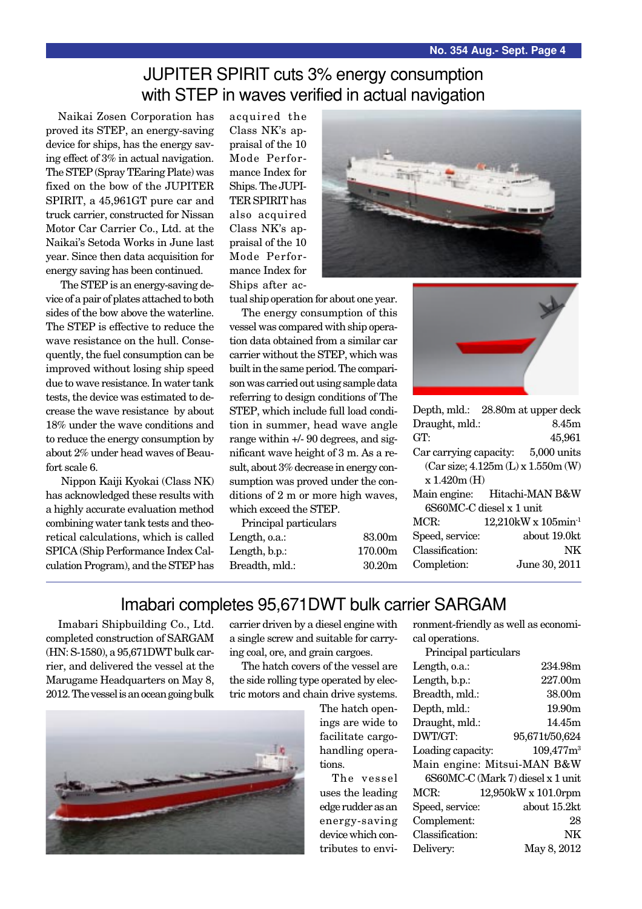## JUPITER SPIRIT cuts 3% energy consumption with STEP in waves verified in actual navigation

Naikai Zosen Corporation has proved its STEP, an energy-saving device for ships, has the energy saving effect of 3% in actual navigation. The STEP (Spray TEaring Plate) was fixed on the bow of the JUPITER SPIRIT, a 45,961GT pure car and truck carrier, constructed for Nissan Motor Car Carrier Co., Ltd. at the Naikai's Setoda Works in June last year. Since then data acquisition for energy saving has been continued.

The STEP is an energy-saving device of a pair of plates attached to both sides of the bow above the waterline. The STEP is effective to reduce the wave resistance on the hull. Consequently, the fuel consumption can be improved without losing ship speed due to wave resistance. In water tank tests, the device was estimated to decrease the wave resistance by about 18% under the wave conditions and to reduce the energy consumption by about 2% under head waves of Beaufort scale 6.

Nippon Kaiji Kyokai (Class NK) has acknowledged these results with a highly accurate evaluation method combining water tank tests and theoretical calculations, which is called SPICA (Ship Performance Index Calculation Program), and the STEP has acquired the Class NK's appraisal of the 10 Mode Performance Index for Ships. The JUPITER SPIRIT has also acquired Class NK's appraisal of the 10 Mode Performance Index for Ships after actual ship operation for about one year.

The energy consumption of this vessel was compared with ship operation data obtained from a similar car carrier without the STEP, which was built in the same period. The comparison was carried out using sample data referring to design conditions of The STEP, which include full load condition in summer, head wave angle range within +/- 90 degrees, and significant wave height of 3 m. As a result, about 3% decrease in energy consumption was proved under the conditions of 2 m or more high waves, which exceed the STEP.

Principal particulars

| | |
|---|---|
| Length, o.a.: | 83.00m |
| Length, b.p.: | 170.00m |
| Breadth, mld.: | 30.20m |
| Depth, mld.: | 28.80m at upper deck |
| Draught, mld.: | 8.45m |
| GT: | 45,961 |
| Car carrying capacity: | 5,000 units (Car size; 4.125m (L) x 1.550m (W) x 1.420m (H) |
| Main engine: | Hitachi-MAN B&W 6S60MC-C diesel x 1 unit |
| MCR: | 12,210kW x 105min$^{-1}$ |
| Speed, service: | about 19.0kt |
| Classification: | NK |
| Completion: | June 30, 2011 |

## Imabari completes 95,671DWT bulk carrier SARGAM

Imabari Shipbuilding Co., Ltd. completed construction of SARGAM (HN: S-1580), a 95,671DWT bulk carrier, and delivered the vessel at the Marugame Headquarters on May 8, 2012. The vessel is an ocean going bulk carrier driven by a diesel engine with a single screw and suitable for carrying coal, ore, and grain cargoes.

The hatch covers of the vessel are the side rolling type operated by electric motors and chain drive systems. The hatch openings are wide to facilitate cargo-handling operations.

The vessel uses the leading edge rudder as an energy-saving device which contributes to environment-friendly as well as economical operations.

Principal particulars

| | |
|---|---|
| Length, o.a.: | 234.98m |
| Length, b.p.: | 227.00m |
| Breadth, mld.: | 38.00m |
| Depth, mld.: | 19.90m |
| Draught, mld.: | 14.45m |
| DWT/GT: | 95,671t/50,624 |
| Loading capacity: | 109,477m$^3$ |
| Main engine: | Mitsui-MAN B&W 6S60MC-C (Mark 7) diesel x 1 unit |
| MCR: | 12,950kW x 101.0rpm |
| Speed, service: | about 15.2kt |
| Complement: | 28 |
| Classification: | NK |
| Delivery: | May 8, 2012 |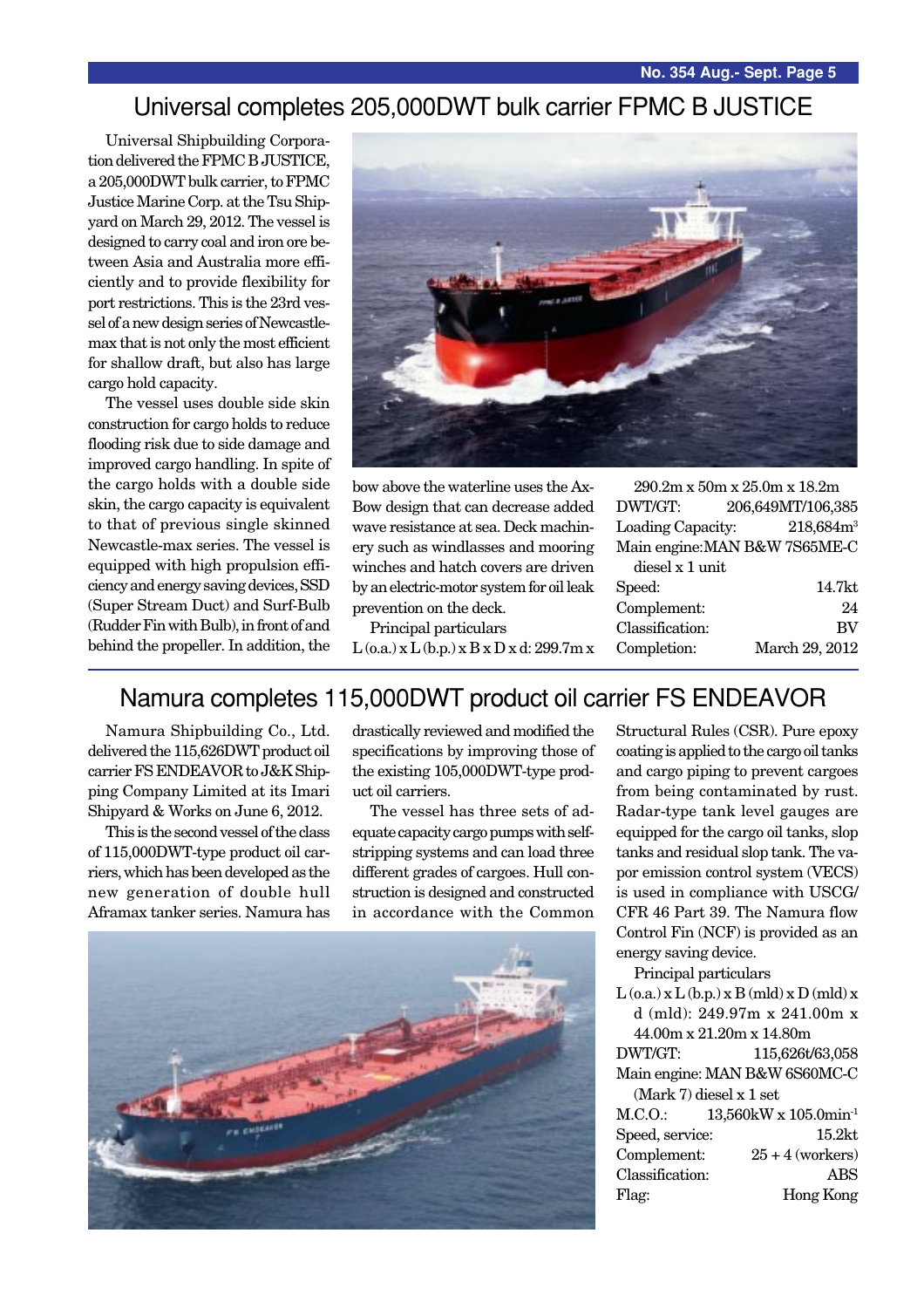## Universal completes 205,000DWT bulk carrier FPMC B JUSTICE

Universal Shipbuilding Corporation delivered the FPMC B JUSTICE, a 205,000DWT bulk carrier, to FPMC Justice Marine Corp. at the Tsu Shipyard on March 29, 2012. The vessel is designed to carry coal and iron ore between Asia and Australia more efficiently and to provide flexibility for port restrictions. This is the 23rd vessel of a new design series of Newcastle-max that is not only the most efficient for shallow draft, but also has large cargo hold capacity.

The vessel uses double side skin construction for cargo holds to reduce flooding risk due to side damage and improved cargo handling. In spite of the cargo holds with a double side skin, the cargo capacity is equivalent to that of previous single skinned Newcastle-max series. The vessel is equipped with high propulsion efficiency and energy saving devices, SSD (Super Stream Duct) and Surf-Bulb (Rudder Fin with Bulb), in front of and behind the propeller. In addition, the bow above the waterline uses the Ax-Bow design that can decrease added wave resistance at sea. Deck machinery such as windlasses and mooring winches and hatch covers are driven by an electric-motor system for oil leak prevention on the deck.

Principal particulars

L (o.a.) x L (b.p.) x B x D x d: 299.7m x 290.2m x 50m x 25.0m x 18.2m

| | |
|---|---|
| DWT/GT: | 206,649MT/106,385 |
| Loading Capacity: | 218,684m$^3$ |
| Main engine: | MAN B&W 7S65ME-C diesel x 1 unit |
| Speed: | 14.7kt |
| Complement: | 24 |
| Classification: | BV |
| Completion: | March 29, 2012 |

## Namura completes 115,000DWT product oil carrier FS ENDEAVOR

Namura Shipbuilding Co., Ltd. delivered the 115,626DWT product oil carrier FS ENDEAVOR to J&K Shipping Company Limited at its Imari Shipyard & Works on June 6, 2012.

This is the second vessel of the class of 115,000DWT-type product oil carriers, which has been developed as the new generation of double hull Aframax tanker series. Namura has drastically reviewed and modified the specifications by improving those of the existing 105,000DWT-type product oil carriers.

The vessel has three sets of adequate capacity cargo pumps with self-stripping systems and can load three different grades of cargoes. Hull construction is designed and constructed in accordance with the Common Structural Rules (CSR). Pure epoxy coating is applied to the cargo oil tanks and cargo piping to prevent cargoes from being contaminated by rust. Radar-type tank level gauges are equipped for the cargo oil tanks, slop tanks and residual slop tank. The vapor emission control system (VECS) is used in compliance with USCG/CFR 46 Part 39. The Namura flow Control Fin (NCF) is provided as an energy saving device.

Principal particulars

L (o.a.) x L (b.p.) x B (mld) x D (mld) x d (mld): 249.97m x 241.00m x 44.00m x 21.20m x 14.80m

| | |
|---|---|
| DWT/GT: | 115,626t/63,058 |
| Main engine: | MAN B&W 6S60MC-C (Mark 7) diesel x 1 set |
| M.C.O.: | 13,560kW x 105.0min$^{-1}$ |
| Speed, service: | 15.2kt |
| Complement: | 25 + 4 (workers) |
| Classification: | ABS |
| Flag: | Hong Kong |